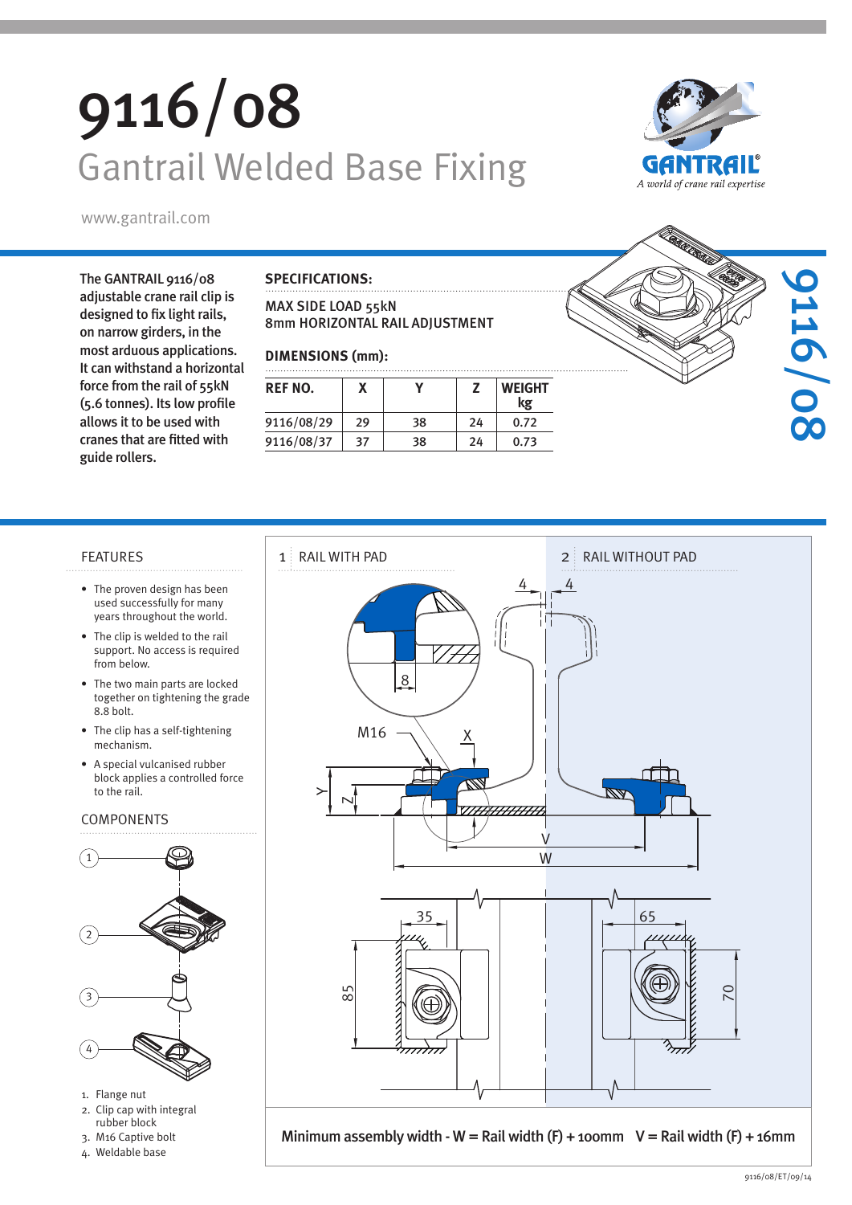# 9116/08

## Gantrail Welded Base Fixing

www.gantrail.com

The GANTRAIL 9116/08 adjustable crane rail clip is designed to fix light rails, on narrow girders, in the most arduous applications. It can withstand a horizontal force from the rail of 55kN (5.6 tonnes). Its low profile allows it to be used with cranes that are fitted with guide rollers.

**SPECIFICATIONS:**

MAX SIDE LOAD 55kN
8mm HORIZONTAL RAIL ADJUSTMENT

**DIMENSIONS (mm):**

| REF NO. | X | Y | Z | WEIGHT kg |
|---|---|---|---|---|
| 9116/08/29 | 29 | 38 | 24 | 0.72 |
| 9116/08/37 | 37 | 38 | 24 | 0.73 |

### FEATURES

- The proven design has been used successfully for many years throughout the world.
- The clip is welded to the rail support. No access is required from below.
- The two main parts are locked together on tightening the grade 8.8 bolt.
- The clip has a self-tightening mechanism.
- A special vulcanised rubber block applies a controlled force to the rail.

### COMPONENTS

1. Flange nut
2. Clip cap with integral rubber block
3. M16 Captive bolt
4. Weldable base

1 RAIL WITH PAD

2 RAIL WITHOUT PAD

Minimum assembly width - W = Rail width (F) + 100mm V = Rail width (F) + 16mm

9116/08/ET/09/14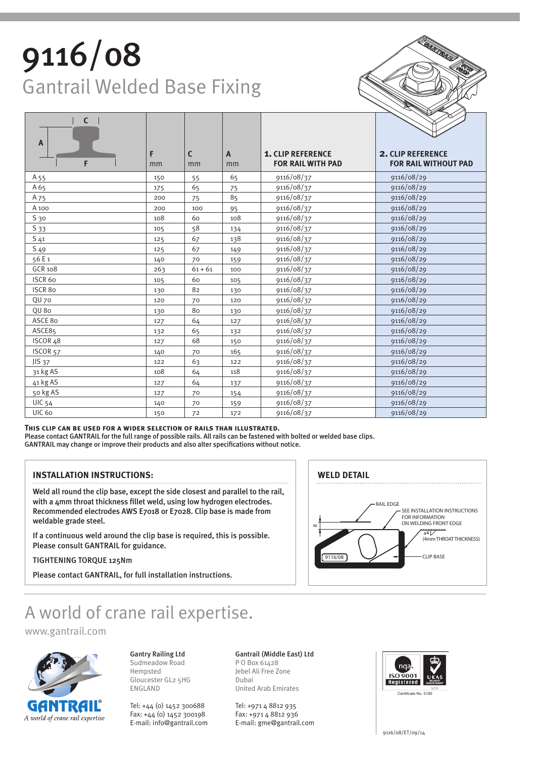# 9116/08

## Gantrail Welded Base Fixing

| Rail | F mm | C mm | A mm | 1. CLIP REFERENCE FOR RAIL WITH PAD | 2. CLIP REFERENCE FOR RAIL WITHOUT PAD |
|---|---|---|---|---|---|
| A 55 | 150 | 55 | 65 | 9116/08/37 | 9116/08/29 |
| A 65 | 175 | 65 | 75 | 9116/08/37 | 9116/08/29 |
| A 75 | 200 | 75 | 85 | 9116/08/37 | 9116/08/29 |
| A 100 | 200 | 100 | 95 | 9116/08/37 | 9116/08/29 |
| S 30 | 108 | 60 | 108 | 9116/08/37 | 9116/08/29 |
| S 33 | 105 | 58 | 134 | 9116/08/37 | 9116/08/29 |
| S 41 | 125 | 67 | 138 | 9116/08/37 | 9116/08/29 |
| S 49 | 125 | 67 | 149 | 9116/08/37 | 9116/08/29 |
| 56 E 1 | 140 | 70 | 159 | 9116/08/37 | 9116/08/29 |
| GCR 108 | 263 | 61 + 61 | 100 | 9116/08/37 | 9116/08/29 |
| ISCR 60 | 105 | 60 | 105 | 9116/08/37 | 9116/08/29 |
| ISCR 80 | 130 | 82 | 130 | 9116/08/37 | 9116/08/29 |
| QU 70 | 120 | 70 | 120 | 9116/08/37 | 9116/08/29 |
| QU 80 | 130 | 80 | 130 | 9116/08/37 | 9116/08/29 |
| ASCE 80 | 127 | 64 | 127 | 9116/08/37 | 9116/08/29 |
| ASCE85 | 132 | 65 | 132 | 9116/08/37 | 9116/08/29 |
| ISCOR 48 | 127 | 68 | 150 | 9116/08/37 | 9116/08/29 |
| ISCOR 57 | 140 | 70 | 165 | 9116/08/37 | 9116/08/29 |
| JIS 37 | 122 | 63 | 122 | 9116/08/37 | 9116/08/29 |
| 31 kg AS | 108 | 64 | 118 | 9116/08/37 | 9116/08/29 |
| 41 kg AS | 127 | 64 | 137 | 9116/08/37 | 9116/08/29 |
| 50 kg AS | 127 | 70 | 154 | 9116/08/37 | 9116/08/29 |
| UIC 54 | 140 | 70 | 159 | 9116/08/37 | 9116/08/29 |
| UIC 60 | 150 | 72 | 172 | 9116/08/37 | 9116/08/29 |

**THIS CLIP CAN BE USED FOR A WIDER SELECTION OF RAILS THAN ILLUSTRATED.**
Please contact GANTRAIL for the full range of possible rails. All rails can be fastened with bolted or welded base clips.
GANTRAIL may change or improve their products and also alter specifications without notice.

### INSTALLATION INSTRUCTIONS:

Weld all round the clip base, except the side closest and parallel to the rail, with a 4mm throat thickness fillet weld, using low hydrogen electrodes. Recommended electrodes AWS E7018 or E7028. Clip base is made from weldable grade steel.

If a continuous weld around the clip base is required, this is possible. Please consult GANTRAIL for guidance.

TIGHTENING TORQUE 125Nm

Please contact GANTRAIL, for full installation instructions.

### WELD DETAIL

RAIL EDGE
SEE INSTALLATION INSTRUCTIONS FOR INFORMATION ON WELDING FRONT EDGE
a4 (4mm THROAT THICKNESS)
CLIP BASE
8
9116/08

## A world of crane rail expertise.

www.gantrail.com

GANTRAIL®
*A world of crane rail expertise*

**Gantry Railing Ltd**
Sudmeadow Road
Hempsted
Gloucester GL2 5HG
ENGLAND

Tel: +44 (0) 1452 300688
Fax: +44 (0) 1452 300198
E-mail: info@gantrail.com

**Gantrail (Middle East) Ltd**
P O Box 61428
Jebel Ali Free Zone
Dubai
United Arab Emirates

Tel: +971 4 8812 935
Fax: +971 4 8812 936
E-mail: gme@gantrail.com

nqa. ISO 9001 Registered
UKAS QUALITY MANAGEMENT 015
Certificate No. 5180

9116/08/ET/09/14